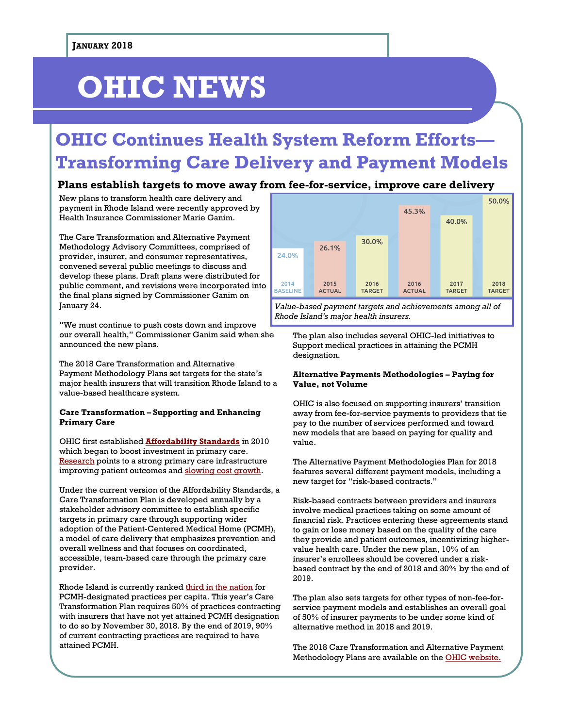January 2018

# OHIC NEWS

## OHIC Continues Health System Reform Efforts—Transforming Care Delivery and Payment Models

### Plans establish targets to move away from fee-for-service, improve care delivery

New plans to transform health care delivery and payment in Rhode Island were recently approved by Health Insurance Commissioner Marie Ganim.

The Care Transformation and Alternative Payment Methodology Advisory Committees, comprised of provider, insurer, and consumer representatives, convened several public meetings to discuss and develop these plans. Draft plans were distributed for public comment, and revisions were incorporated into the final plans signed by Commissioner Ganim on January 24.

"We must continue to push costs down and improve our overall health," Commissioner Ganim said when she announced the new plans.

The 2018 Care Transformation and Alternative Payment Methodology Plans set targets for the state's major health insurers that will transition Rhode Island to a value-based healthcare system.

**Care Transformation – Supporting and Enhancing Primary Care**

OHIC first established **Affordability Standards** in 2010 which began to boost investment in primary care. Research points to a strong primary care infrastructure improving patient outcomes and slowing cost growth.

Under the current version of the Affordability Standards, a Care Transformation Plan is developed annually by a stakeholder advisory committee to establish specific targets in primary care through supporting wider adoption of the Patient-Centered Medical Home (PCMH), a model of care delivery that emphasizes prevention and overall wellness and that focuses on coordinated, accessible, team-based care through the primary care provider.

Rhode Island is currently ranked third in the nation for PCMH-designated practices per capita. This year's Care Transformation Plan requires 50% of practices contracting with insurers that have not yet attained PCMH designation to do so by November 30, 2018. By the end of 2019, 90% of current contracting practices are required to have attained PCMH.

| 2014 BASELINE | 2015 ACTUAL | 2016 TARGET | 2016 ACTUAL | 2017 TARGET | 2018 TARGET |
|---|---|---|---|---|---|
| 24.0% | 26.1% | 30.0% | 45.3% | 40.0% | 50.0% |

*Value-based payment targets and achievements among all of Rhode Island's major health insurers.*

The plan also includes several OHIC-led initiatives to Support medical practices in attaining the PCMH designation.

**Alternative Payments Methodologies – Paying for Value, not Volume**

OHIC is also focused on supporting insurers' transition away from fee-for-service payments to providers that tie pay to the number of services performed and toward new models that are based on paying for quality and value.

The Alternative Payment Methodologies Plan for 2018 features several different payment models, including a new target for "risk-based contracts."

Risk-based contracts between providers and insurers involve medical practices taking on some amount of financial risk. Practices entering these agreements stand to gain or lose money based on the quality of the care they provide and patient outcomes, incentivizing higher-value health care. Under the new plan, 10% of an insurer's enrollees should be covered under a risk-based contract by the end of 2018 and 30% by the end of 2019.

The plan also sets targets for other types of non-fee-for-service payment models and establishes an overall goal of 50% of insurer payments to be under some kind of alternative method in 2018 and 2019.

The 2018 Care Transformation and Alternative Payment Methodology Plans are available on the OHIC website.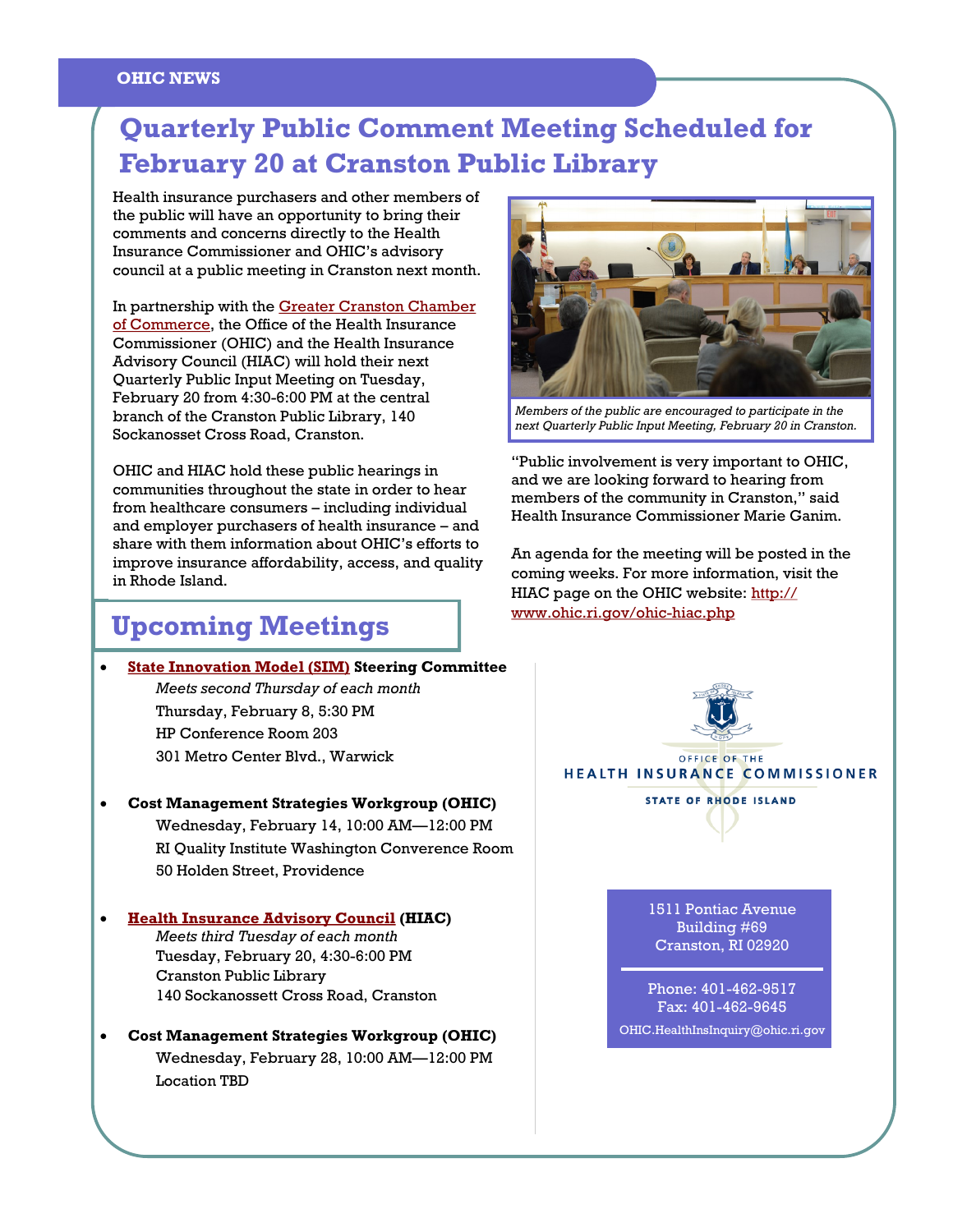OHIC NEWS

# Quarterly Public Comment Meeting Scheduled for February 20 at Cranston Public Library

Health insurance purchasers and other members of the public will have an opportunity to bring their comments and concerns directly to the Health Insurance Commissioner and OHIC's advisory council at a public meeting in Cranston next month.

In partnership with the Greater Cranston Chamber of Commerce, the Office of the Health Insurance Commissioner (OHIC) and the Health Insurance Advisory Council (HIAC) will hold their next Quarterly Public Input Meeting on Tuesday, February 20 from 4:30-6:00 PM at the central branch of the Cranston Public Library, 140 Sockanosset Cross Road, Cranston.

OHIC and HIAC hold these public hearings in communities throughout the state in order to hear from healthcare consumers – including individual and employer purchasers of health insurance – and share with them information about OHIC's efforts to improve insurance affordability, access, and quality in Rhode Island.

*Members of the public are encouraged to participate in the next Quarterly Public Input Meeting, February 20 in Cranston.*

"Public involvement is very important to OHIC, and we are looking forward to hearing from members of the community in Cranston," said Health Insurance Commissioner Marie Ganim.

An agenda for the meeting will be posted in the coming weeks. For more information, visit the HIAC page on the OHIC website: http://www.ohic.ri.gov/ohic-hiac.php

## Upcoming Meetings

- **State Innovation Model (SIM) Steering Committee**
  *Meets second Thursday of each month*
  Thursday, February 8, 5:30 PM
  HP Conference Room 203
  301 Metro Center Blvd., Warwick

- **Cost Management Strategies Workgroup (OHIC)**
  Wednesday, February 14, 10:00 AM—12:00 PM
  RI Quality Institute Washington Converence Room
  50 Holden Street, Providence

- **Health Insurance Advisory Council (HIAC)**
  *Meets third Tuesday of each month*
  Tuesday, February 20, 4:30-6:00 PM
  Cranston Public Library
  140 Sockanossett Cross Road, Cranston

- **Cost Management Strategies Workgroup (OHIC)**
  Wednesday, February 28, 10:00 AM—12:00 PM
  Location TBD

OFFICE OF THE
HEALTH INSURANCE COMMISSIONER
STATE OF RHODE ISLAND

1511 Pontiac Avenue
Building #69
Cranston, RI 02920

Phone: 401-462-9517
Fax: 401-462-9645
OHIC.HealthInsInquiry@ohic.ri.gov